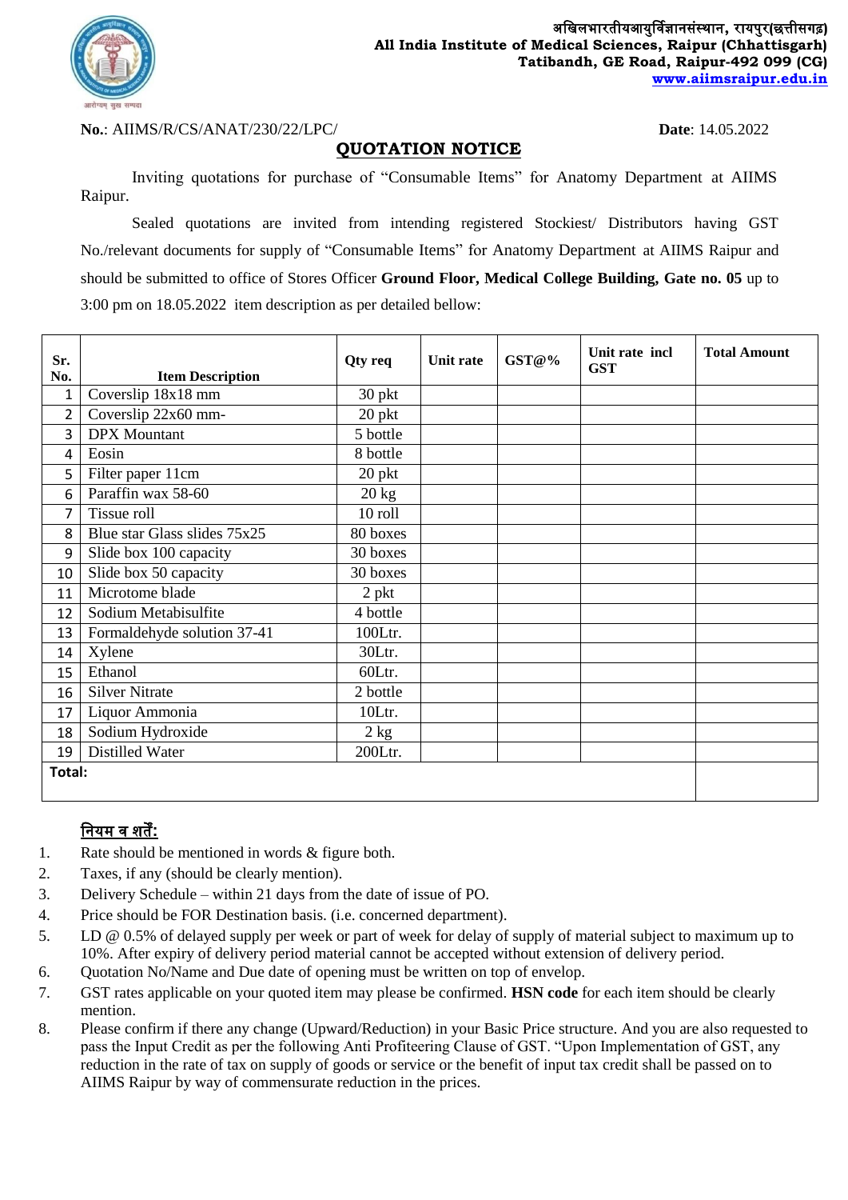अखिलभारतीयआयुर्विज्ञानसंस्थान, रायपुर(छत्तीसगढ़)
**All India Institute of Medical Sciences, Raipur (Chhattisgarh)**
**Tatibandh, GE Road, Raipur-492 099 (CG)**
**www.aiimsraipur.edu.in**

**No.**: AIIMS/R/CS/ANAT/230/22/LPC/ **Date**: 14.05.2022

# QUOTATION NOTICE

Inviting quotations for purchase of "Consumable Items" for Anatomy Department at AIIMS Raipur.

Sealed quotations are invited from intending registered Stockiest/ Distributors having GST No./relevant documents for supply of "Consumable Items" for Anatomy Department at AIIMS Raipur and should be submitted to office of Stores Officer **Ground Floor, Medical College Building, Gate no. 05** up to 3:00 pm on 18.05.2022 item description as per detailed bellow:

| Sr. No. | Item Description | Qty req | Unit rate | GST@% | Unit rate incl GST | Total Amount |
|---|---|---|---|---|---|---|
| 1 | Coverslip 18x18 mm | 30 pkt | | | | |
| 2 | Coverslip 22x60 mm- | 20 pkt | | | | |
| 3 | DPX Mountant | 5 bottle | | | | |
| 4 | Eosin | 8 bottle | | | | |
| 5 | Filter paper 11cm | 20 pkt | | | | |
| 6 | Paraffin wax 58-60 | 20 kg | | | | |
| 7 | Tissue roll | 10 roll | | | | |
| 8 | Blue star Glass slides 75x25 | 80 boxes | | | | |
| 9 | Slide box 100 capacity | 30 boxes | | | | |
| 10 | Slide box 50 capacity | 30 boxes | | | | |
| 11 | Microtome blade | 2 pkt | | | | |
| 12 | Sodium Metabisulfite | 4 bottle | | | | |
| 13 | Formaldehyde solution 37-41 | 100Ltr. | | | | |
| 14 | Xylene | 30Ltr. | | | | |
| 15 | Ethanol | 60Ltr. | | | | |
| 16 | Silver Nitrate | 2 bottle | | | | |
| 17 | Liquor Ammonia | 10Ltr. | | | | |
| 18 | Sodium Hydroxide | 2 kg | | | | |
| 19 | Distilled Water | 200Ltr. | | | | |
| **Total:** | | | | | | |

## नियम व शर्तें:

1. Rate should be mentioned in words & figure both.
2. Taxes, if any (should be clearly mention).
3. Delivery Schedule – within 21 days from the date of issue of PO.
4. Price should be FOR Destination basis. (i.e. concerned department).
5. LD @ 0.5% of delayed supply per week or part of week for delay of supply of material subject to maximum up to 10%. After expiry of delivery period material cannot be accepted without extension of delivery period.
6. Quotation No/Name and Due date of opening must be written on top of envelop.
7. GST rates applicable on your quoted item may please be confirmed. **HSN code** for each item should be clearly mention.
8. Please confirm if there any change (Upward/Reduction) in your Basic Price structure. And you are also requested to pass the Input Credit as per the following Anti Profiteering Clause of GST. "Upon Implementation of GST, any reduction in the rate of tax on supply of goods or service or the benefit of input tax credit shall be passed on to AIIMS Raipur by way of commensurate reduction in the prices.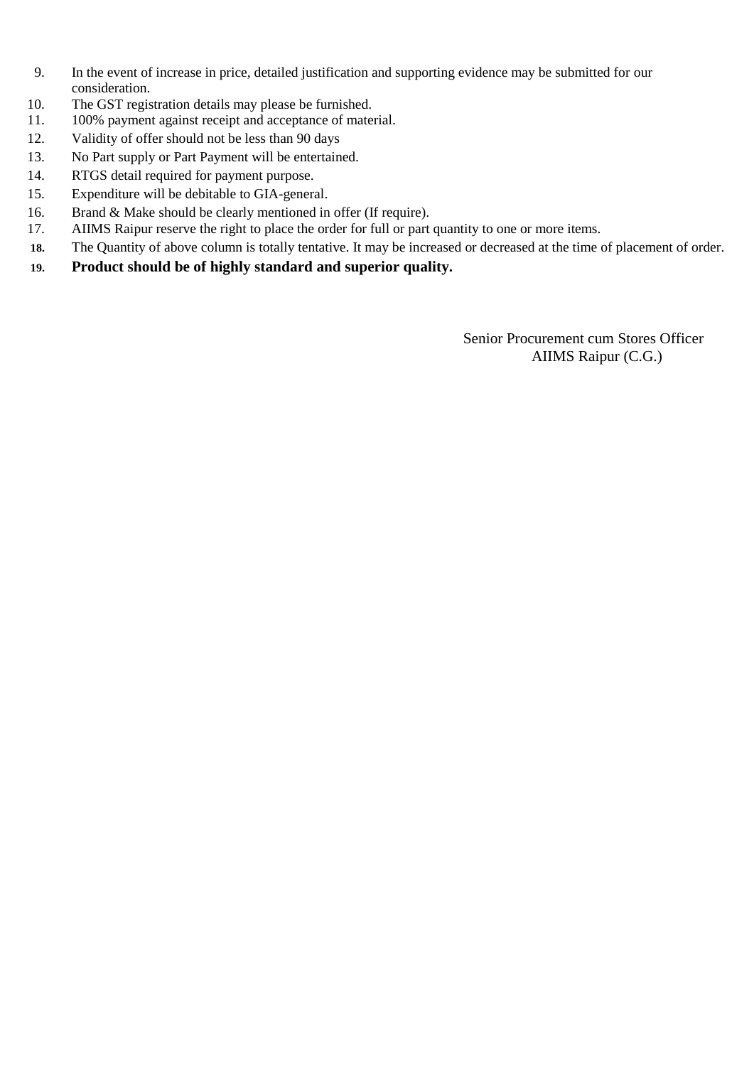9. In the event of increase in price, detailed justification and supporting evidence may be submitted for our consideration.
10. The GST registration details may please be furnished.
11. 100% payment against receipt and acceptance of material.
12. Validity of offer should not be less than 90 days
13. No Part supply or Part Payment will be entertained.
14. RTGS detail required for payment purpose.
15. Expenditure will be debitable to GIA-general.
16. Brand & Make should be clearly mentioned in offer (If require).
17. AIIMS Raipur reserve the right to place the order for full or part quantity to one or more items.
18. The Quantity of above column is totally tentative. It may be increased or decreased at the time of placement of order.
19. **Product should be of highly standard and superior quality.**

Senior Procurement cum Stores Officer
AIIMS Raipur (C.G.)